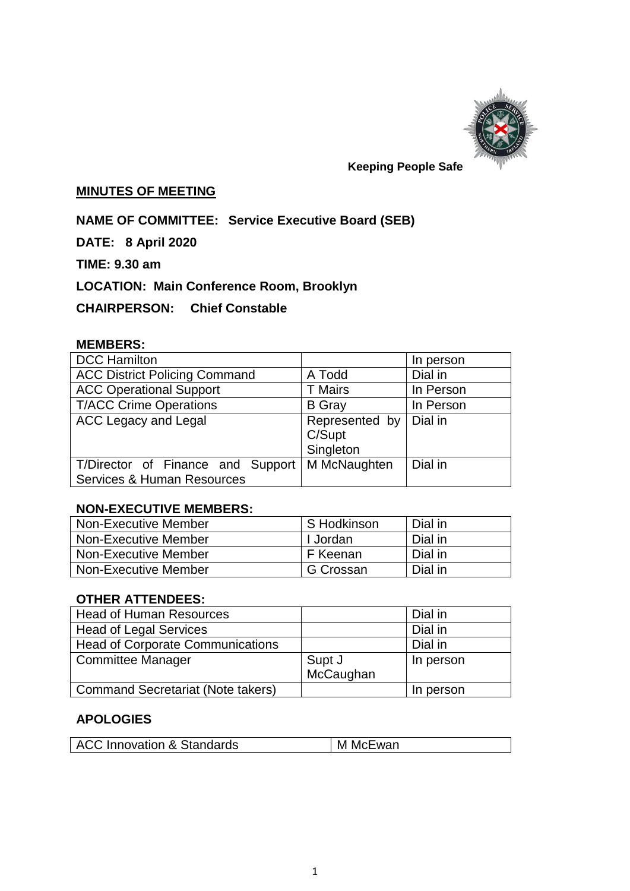Keeping People Safe

## MINUTES OF MEETING

**NAME OF COMMITTEE: Service Executive Board (SEB)**

**DATE: 8 April 2020**

**TIME: 9.30 am**

**LOCATION: Main Conference Room, Brooklyn**

**CHAIRPERSON: Chief Constable**

### MEMBERS:

| | | |
|---|---|---|
| DCC Hamilton | | In person |
| ACC District Policing Command | A Todd | Dial in |
| ACC Operational Support | T Mairs | In Person |
| T/ACC Crime Operations | B Gray | In Person |
| ACC Legacy and Legal | Represented by C/Supt Singleton | Dial in |
| T/Director of Finance and Support Services & Human Resources | M McNaughten | Dial in |

### NON-EXECUTIVE MEMBERS:

| | | |
|---|---|---|
| Non-Executive Member | S Hodkinson | Dial in |
| Non-Executive Member | I Jordan | Dial in |
| Non-Executive Member | F Keenan | Dial in |
| Non-Executive Member | G Crossan | Dial in |

### OTHER ATTENDEES:

| | | |
|---|---|---|
| Head of Human Resources | | Dial in |
| Head of Legal Services | | Dial in |
| Head of Corporate Communications | | Dial in |
| Committee Manager | Supt J McCaughan | In person |
| Command Secretariat (Note takers) | | In person |

### APOLOGIES

| | |
|---|---|
| ACC Innovation & Standards | M McEwan |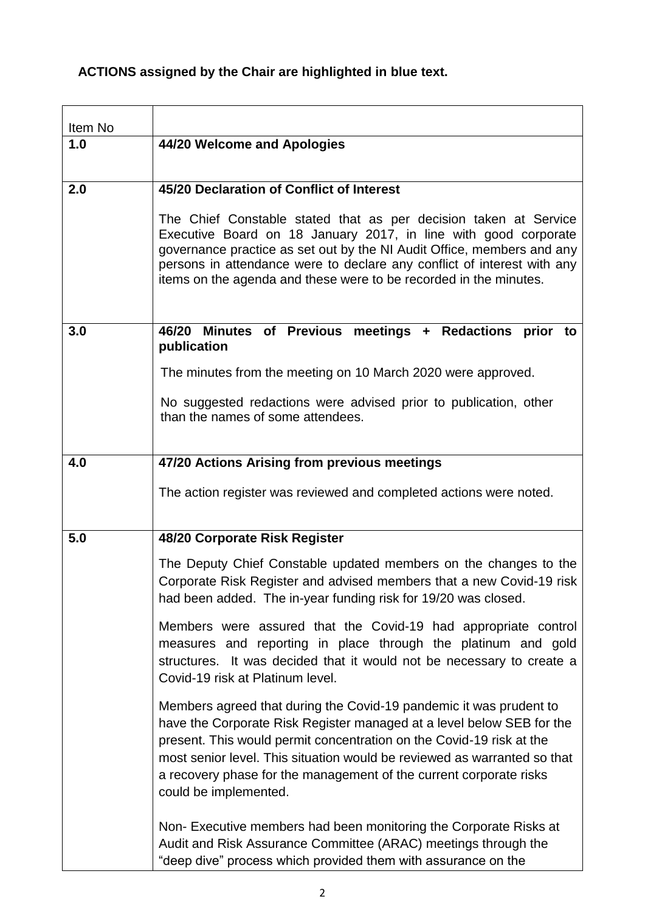**ACTIONS assigned by the Chair are highlighted in blue text.**

| Item No | |
|---|---|
| **1.0** | **44/20 Welcome and Apologies** |
| **2.0** | **45/20 Declaration of Conflict of Interest**<br><br>The Chief Constable stated that as per decision taken at Service Executive Board on 18 January 2017, in line with good corporate governance practice as set out by the NI Audit Office, members and any persons in attendance were to declare any conflict of interest with any items on the agenda and these were to be recorded in the minutes. |
| **3.0** | **46/20 Minutes of Previous meetings + Redactions prior to publication**<br><br>The minutes from the meeting on 10 March 2020 were approved.<br><br>No suggested redactions were advised prior to publication, other than the names of some attendees. |
| **4.0** | **47/20 Actions Arising from previous meetings**<br><br>The action register was reviewed and completed actions were noted. |
| **5.0** | **48/20 Corporate Risk Register**<br><br>The Deputy Chief Constable updated members on the changes to the Corporate Risk Register and advised members that a new Covid-19 risk had been added. The in-year funding risk for 19/20 was closed.<br><br>Members were assured that the Covid-19 had appropriate control measures and reporting in place through the platinum and gold structures. It was decided that it would not be necessary to create a Covid-19 risk at Platinum level.<br><br>Members agreed that during the Covid-19 pandemic it was prudent to have the Corporate Risk Register managed at a level below SEB for the present. This would permit concentration on the Covid-19 risk at the most senior level. This situation would be reviewed as warranted so that a recovery phase for the management of the current corporate risks could be implemented.<br><br>Non- Executive members had been monitoring the Corporate Risks at Audit and Risk Assurance Committee (ARAC) meetings through the "deep dive" process which provided them with assurance on the |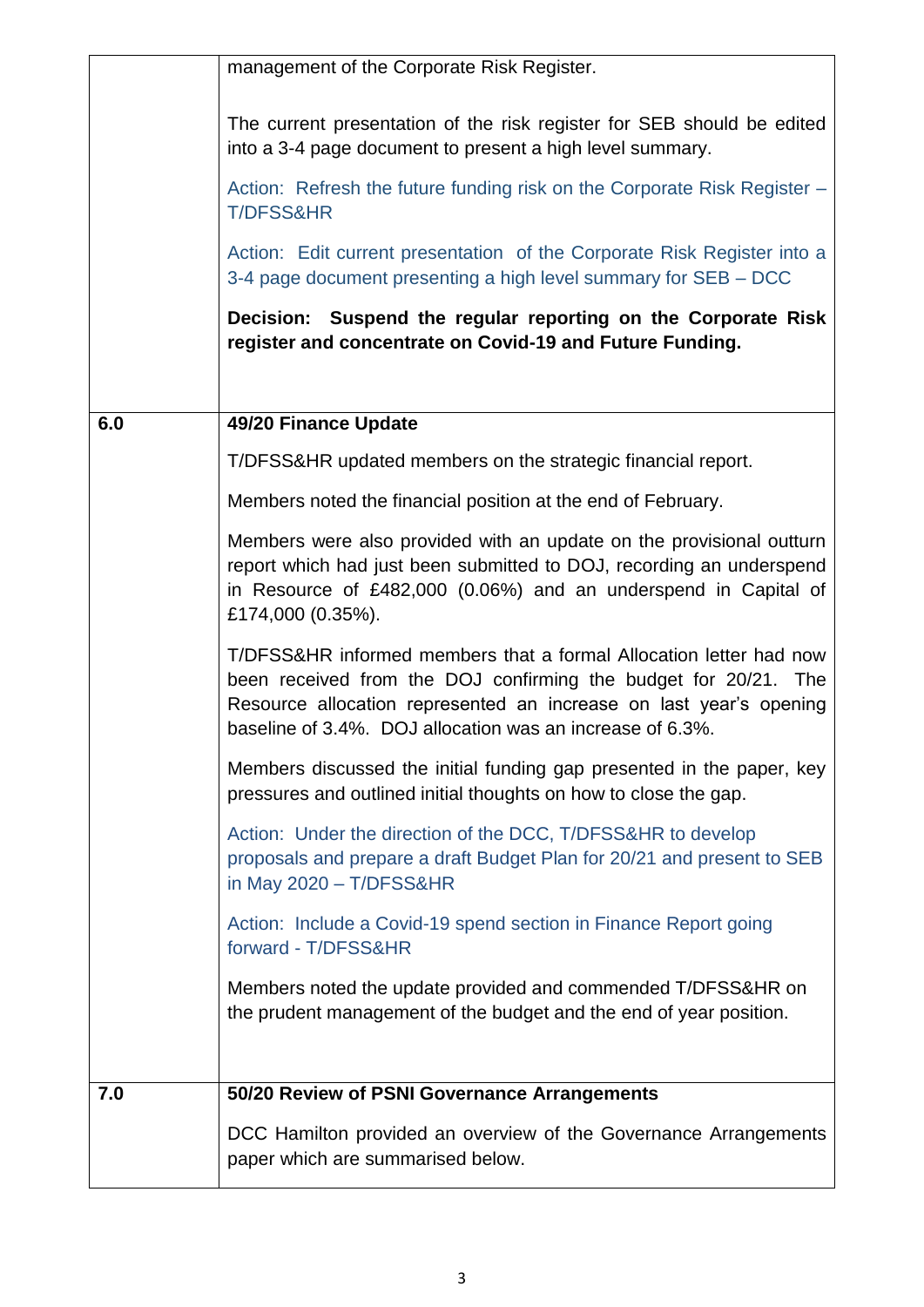| | |
|---|---|
| | management of the Corporate Risk Register.<br><br>The current presentation of the risk register for SEB should be edited into a 3-4 page document to present a high level summary.<br><br>Action: Refresh the future funding risk on the Corporate Risk Register – T/DFSS&HR<br><br>Action: Edit current presentation of the Corporate Risk Register into a 3-4 page document presenting a high level summary for SEB – DCC<br><br>**Decision: Suspend the regular reporting on the Corporate Risk register and concentrate on Covid-19 and Future Funding.** |
| **6.0** | **49/20 Finance Update**<br><br>T/DFSS&HR updated members on the strategic financial report.<br><br>Members noted the financial position at the end of February.<br><br>Members were also provided with an update on the provisional outturn report which had just been submitted to DOJ, recording an underspend in Resource of £482,000 (0.06%) and an underspend in Capital of £174,000 (0.35%).<br><br>T/DFSS&HR informed members that a formal Allocation letter had now been received from the DOJ confirming the budget for 20/21. The Resource allocation represented an increase on last year's opening baseline of 3.4%. DOJ allocation was an increase of 6.3%.<br><br>Members discussed the initial funding gap presented in the paper, key pressures and outlined initial thoughts on how to close the gap.<br><br>Action: Under the direction of the DCC, T/DFSS&HR to develop proposals and prepare a draft Budget Plan for 20/21 and present to SEB in May 2020 – T/DFSS&HR<br><br>Action: Include a Covid-19 spend section in Finance Report going forward - T/DFSS&HR<br><br>Members noted the update provided and commended T/DFSS&HR on the prudent management of the budget and the end of year position. |
| **7.0** | **50/20 Review of PSNI Governance Arrangements**<br><br>DCC Hamilton provided an overview of the Governance Arrangements paper which are summarised below. |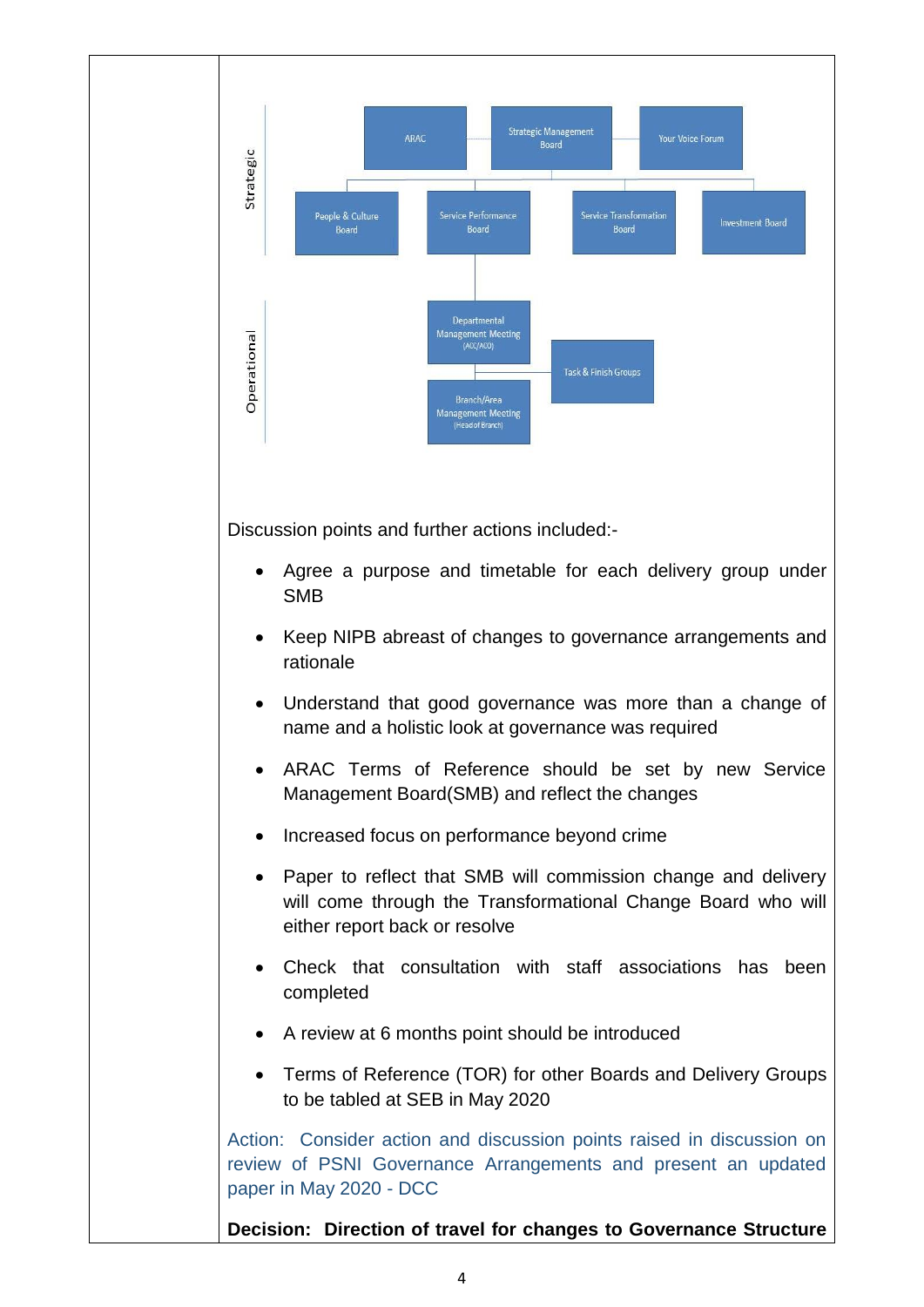Strategic

ARAC — Strategic Management Board — Your Voice Forum

People & Culture Board — Service Performance Board — Service Transformation Board — Investment Board

Operational

Departmental Management Meeting (ACC/ACO)

Task & Finish Groups

Branch/Area Management Meeting (Head of Branch)

Discussion points and further actions included:-

- Agree a purpose and timetable for each delivery group under SMB
- Keep NIPB abreast of changes to governance arrangements and rationale
- Understand that good governance was more than a change of name and a holistic look at governance was required
- ARAC Terms of Reference should be set by new Service Management Board(SMB) and reflect the changes
- Increased focus on performance beyond crime
- Paper to reflect that SMB will commission change and delivery will come through the Transformational Change Board who will either report back or resolve
- Check that consultation with staff associations has been completed
- A review at 6 months point should be introduced
- Terms of Reference (TOR) for other Boards and Delivery Groups to be tabled at SEB in May 2020

Action: Consider action and discussion points raised in discussion on review of PSNI Governance Arrangements and present an updated paper in May 2020 - DCC

**Decision: Direction of travel for changes to Governance Structure**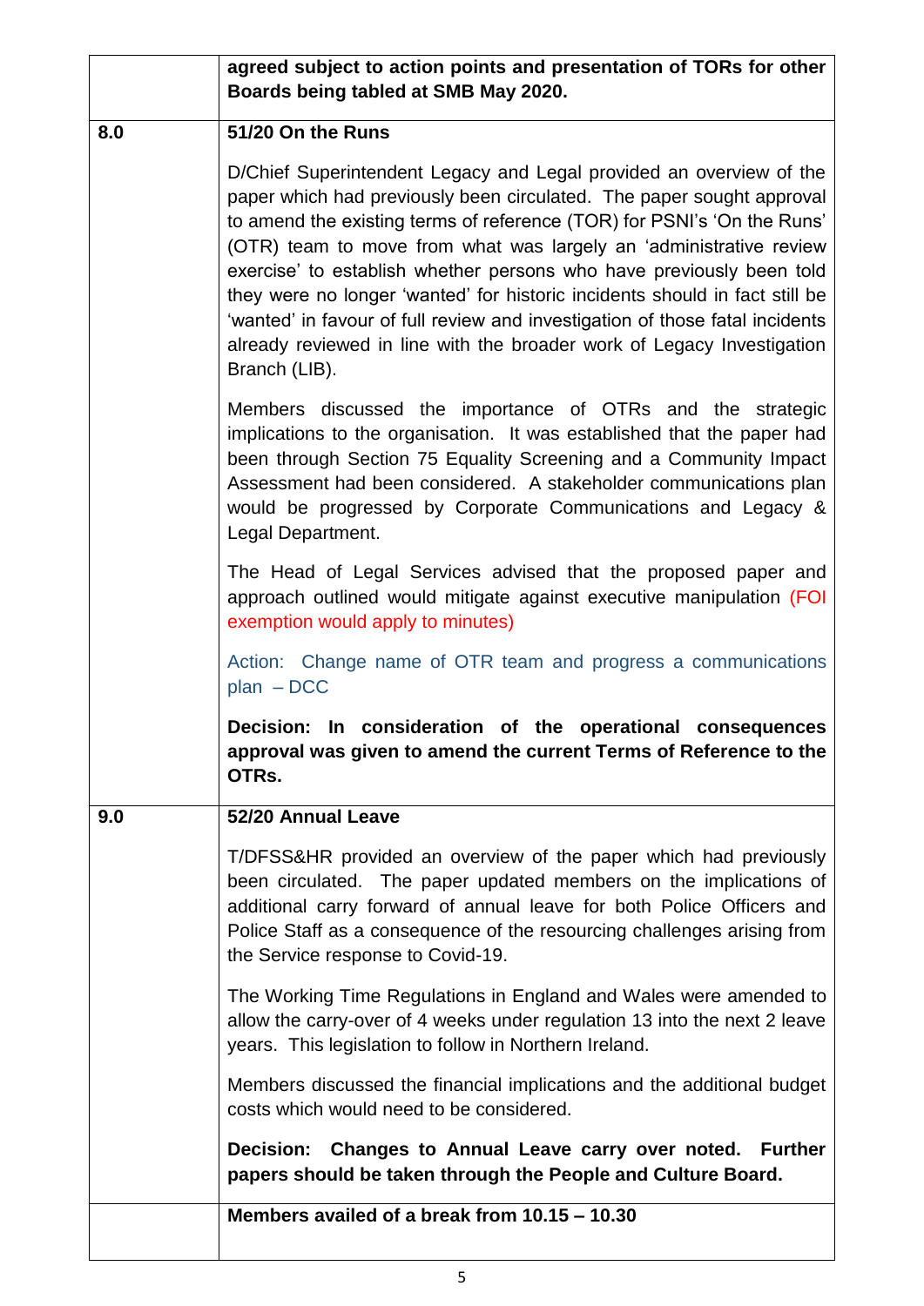| | |
|---|---|
| | **agreed subject to action points and presentation of TORs for other Boards being tabled at SMB May 2020.** |
| 8.0 | **51/20 On the Runs**<br><br>D/Chief Superintendent Legacy and Legal provided an overview of the paper which had previously been circulated. The paper sought approval to amend the existing terms of reference (TOR) for PSNI's 'On the Runs' (OTR) team to move from what was largely an 'administrative review exercise' to establish whether persons who have previously been told they were no longer 'wanted' for historic incidents should in fact still be 'wanted' in favour of full review and investigation of those fatal incidents already reviewed in line with the broader work of Legacy Investigation Branch (LIB).<br><br>Members discussed the importance of OTRs and the strategic implications to the organisation. It was established that the paper had been through Section 75 Equality Screening and a Community Impact Assessment had been considered. A stakeholder communications plan would be progressed by Corporate Communications and Legacy & Legal Department.<br><br>The Head of Legal Services advised that the proposed paper and approach outlined would mitigate against executive manipulation (FOI exemption would apply to minutes)<br><br>Action: Change name of OTR team and progress a communications plan – DCC<br><br>**Decision: In consideration of the operational consequences approval was given to amend the current Terms of Reference to the OTRs.** |
| 9.0 | **52/20 Annual Leave**<br><br>T/DFSS&HR provided an overview of the paper which had previously been circulated. The paper updated members on the implications of additional carry forward of annual leave for both Police Officers and Police Staff as a consequence of the resourcing challenges arising from the Service response to Covid-19.<br><br>The Working Time Regulations in England and Wales were amended to allow the carry-over of 4 weeks under regulation 13 into the next 2 leave years. This legislation to follow in Northern Ireland.<br><br>Members discussed the financial implications and the additional budget costs which would need to be considered.<br><br>**Decision: Changes to Annual Leave carry over noted. Further papers should be taken through the People and Culture Board.** |
| | **Members availed of a break from 10.15 – 10.30** |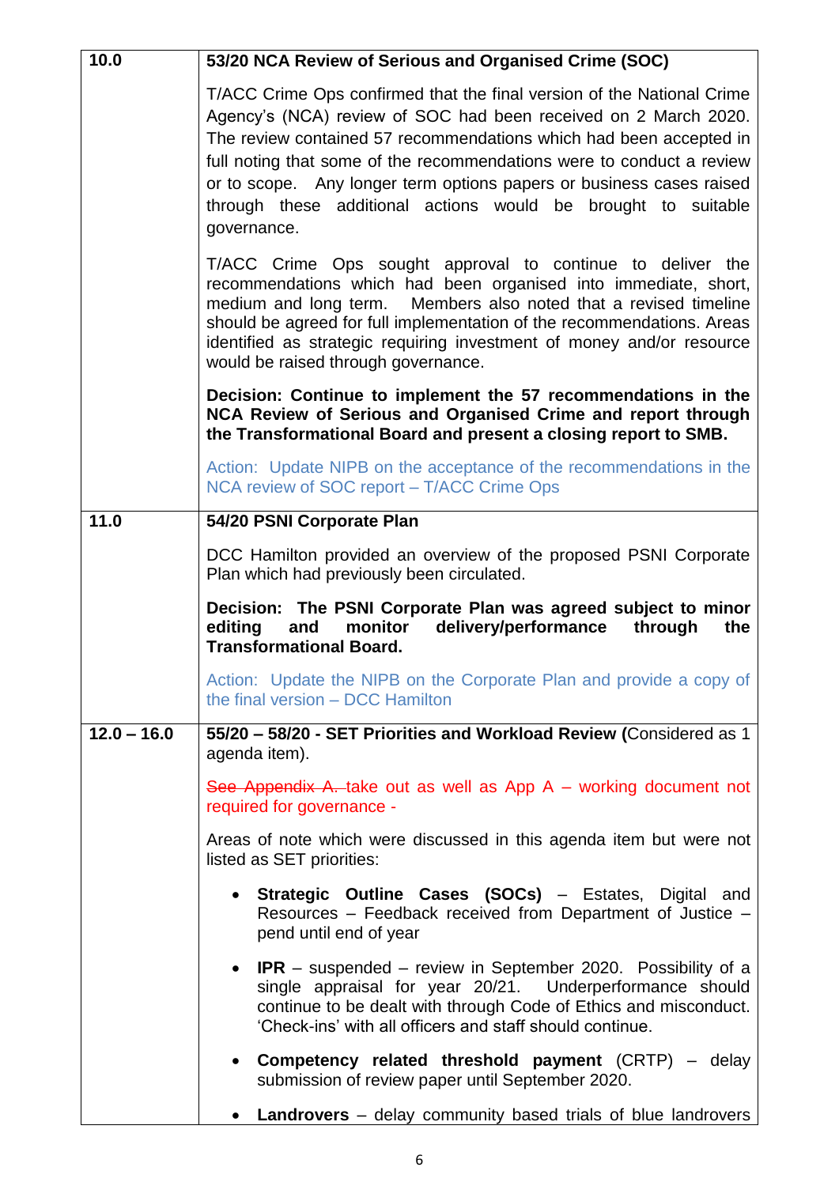| | |
|---|---|
| **10.0** | **53/20 NCA Review of Serious and Organised Crime (SOC)**<br><br>T/ACC Crime Ops confirmed that the final version of the National Crime Agency's (NCA) review of SOC had been received on 2 March 2020. The review contained 57 recommendations which had been accepted in full noting that some of the recommendations were to conduct a review or to scope. Any longer term options papers or business cases raised through these additional actions would be brought to suitable governance.<br><br>T/ACC Crime Ops sought approval to continue to deliver the recommendations which had been organised into immediate, short, medium and long term. Members also noted that a revised timeline should be agreed for full implementation of the recommendations. Areas identified as strategic requiring investment of money and/or resource would be raised through governance.<br><br>**Decision: Continue to implement the 57 recommendations in the NCA Review of Serious and Organised Crime and report through the Transformational Board and present a closing report to SMB.**<br><br>Action: Update NIPB on the acceptance of the recommendations in the NCA review of SOC report – T/ACC Crime Ops |
| **11.0** | **54/20 PSNI Corporate Plan**<br><br>DCC Hamilton provided an overview of the proposed PSNI Corporate Plan which had previously been circulated.<br><br>**Decision: The PSNI Corporate Plan was agreed subject to minor editing and monitor delivery/performance through the Transformational Board.**<br><br>Action: Update the NIPB on the Corporate Plan and provide a copy of the final version – DCC Hamilton |
| **12.0 – 16.0** | **55/20 – 58/20 - SET Priorities and Workload Review (**Considered as 1 agenda item).<br><br>~~See Appendix A.~~ take out as well as App A – working document not required for governance -<br><br>Areas of note which were discussed in this agenda item but were not listed as SET priorities:<br><br>• **Strategic Outline Cases (SOCs)** – Estates, Digital and Resources – Feedback received from Department of Justice – pend until end of year<br><br>• **IPR** – suspended – review in September 2020. Possibility of a single appraisal for year 20/21. Underperformance should continue to be dealt with through Code of Ethics and misconduct. 'Check-ins' with all officers and staff should continue.<br><br>• **Competency related threshold payment** (CRTP) – delay submission of review paper until September 2020.<br><br>• **Landrovers** – delay community based trials of blue landrovers |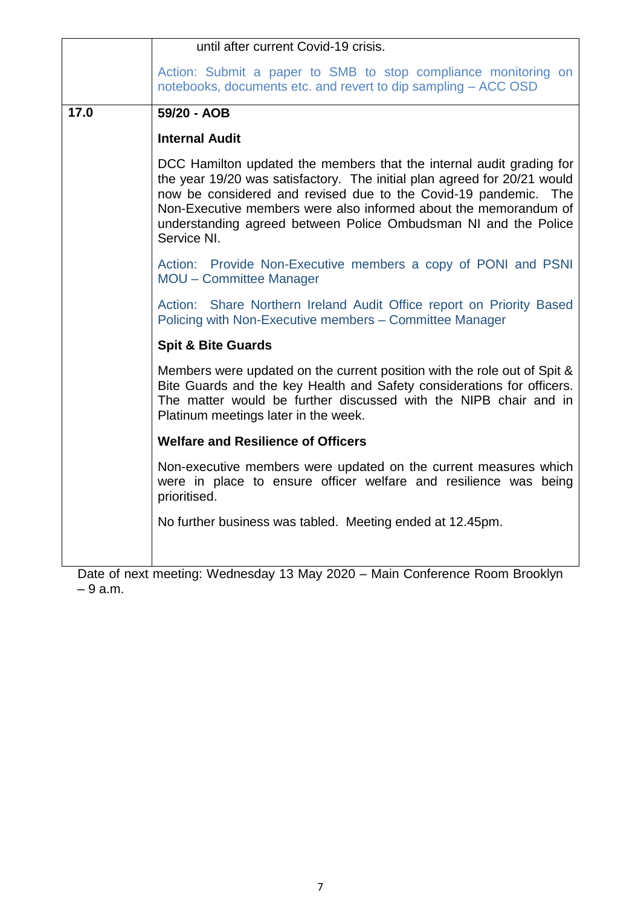| | |
|---|---|
| | until after current Covid-19 crisis.<br><br>Action: Submit a paper to SMB to stop compliance monitoring on notebooks, documents etc. and revert to dip sampling – ACC OSD |
| **17.0** | **59/20 - AOB**<br><br>**Internal Audit**<br><br>DCC Hamilton updated the members that the internal audit grading for the year 19/20 was satisfactory. The initial plan agreed for 20/21 would now be considered and revised due to the Covid-19 pandemic. The Non-Executive members were also informed about the memorandum of understanding agreed between Police Ombudsman NI and the Police Service NI.<br><br>Action: Provide Non-Executive members a copy of PONI and PSNI MOU – Committee Manager<br><br>Action: Share Northern Ireland Audit Office report on Priority Based Policing with Non-Executive members – Committee Manager<br><br>**Spit & Bite Guards**<br><br>Members were updated on the current position with the role out of Spit & Bite Guards and the key Health and Safety considerations for officers. The matter would be further discussed with the NIPB chair and in Platinum meetings later in the week.<br><br>**Welfare and Resilience of Officers**<br><br>Non-executive members were updated on the current measures which were in place to ensure officer welfare and resilience was being prioritised.<br><br>No further business was tabled. Meeting ended at 12.45pm. |

Date of next meeting: Wednesday 13 May 2020 – Main Conference Room Brooklyn – 9 a.m.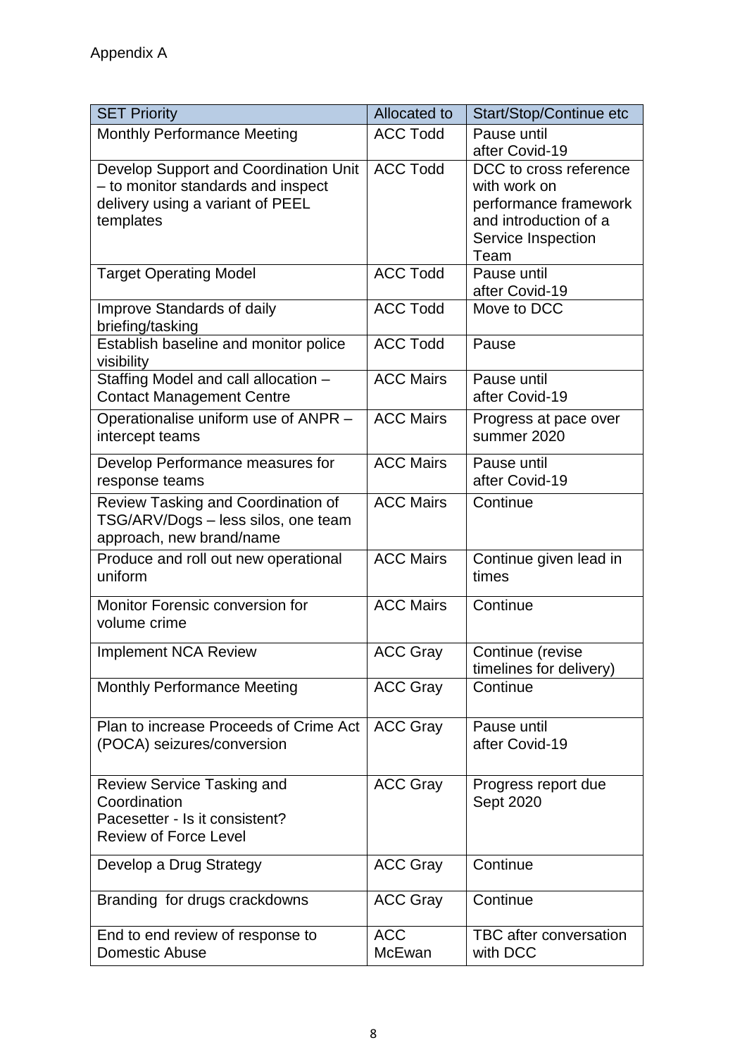Appendix A

| SET Priority | Allocated to | Start/Stop/Continue etc |
| --- | --- | --- |
| Monthly Performance Meeting | ACC Todd | Pause until after Covid-19 |
| Develop Support and Coordination Unit – to monitor standards and inspect delivery using a variant of PEEL templates | ACC Todd | DCC to cross reference with work on performance framework and introduction of a Service Inspection Team |
| Target Operating Model | ACC Todd | Pause until after Covid-19 |
| Improve Standards of daily briefing/tasking | ACC Todd | Move to DCC |
| Establish baseline and monitor police visibility | ACC Todd | Pause |
| Staffing Model and call allocation – Contact Management Centre | ACC Mairs | Pause until after Covid-19 |
| Operationalise uniform use of ANPR – intercept teams | ACC Mairs | Progress at pace over summer 2020 |
| Develop Performance measures for response teams | ACC Mairs | Pause until after Covid-19 |
| Review Tasking and Coordination of TSG/ARV/Dogs – less silos, one team approach, new brand/name | ACC Mairs | Continue |
| Produce and roll out new operational uniform | ACC Mairs | Continue given lead in times |
| Monitor Forensic conversion for volume crime | ACC Mairs | Continue |
| Implement NCA Review | ACC Gray | Continue (revise timelines for delivery) |
| Monthly Performance Meeting | ACC Gray | Continue |
| Plan to increase Proceeds of Crime Act (POCA) seizures/conversion | ACC Gray | Pause until after Covid-19 |
| Review Service Tasking and Coordination Pacesetter - Is it consistent? Review of Force Level | ACC Gray | Progress report due Sept 2020 |
| Develop a Drug Strategy | ACC Gray | Continue |
| Branding for drugs crackdowns | ACC Gray | Continue |
| End to end review of response to Domestic Abuse | ACC McEwan | TBC after conversation with DCC |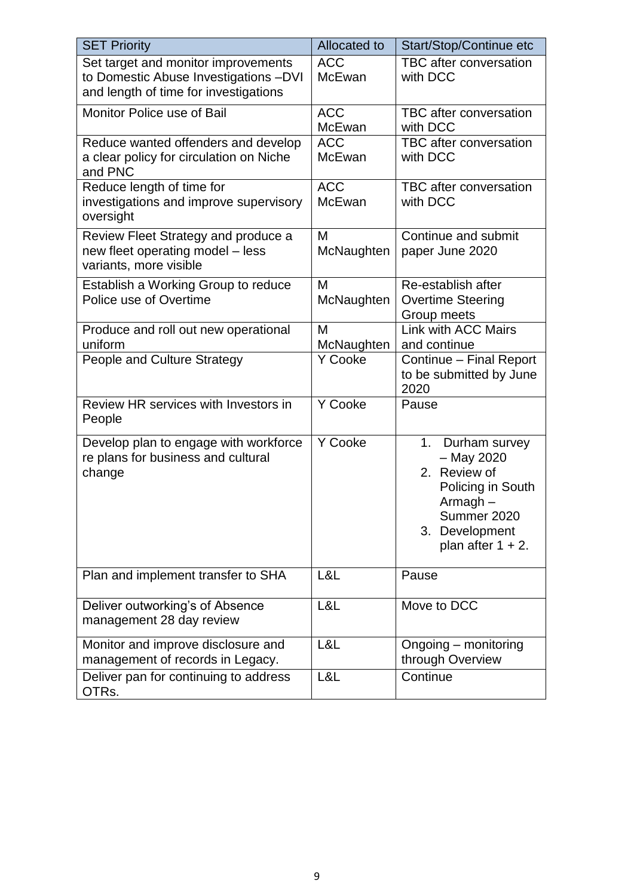| SET Priority | Allocated to | Start/Stop/Continue etc |
|---|---|---|
| Set target and monitor improvements to Domestic Abuse Investigations –DVI and length of time for investigations | ACC McEwan | TBC after conversation with DCC |
| Monitor Police use of Bail | ACC McEwan | TBC after conversation with DCC |
| Reduce wanted offenders and develop a clear policy for circulation on Niche and PNC | ACC McEwan | TBC after conversation with DCC |
| Reduce length of time for investigations and improve supervisory oversight | ACC McEwan | TBC after conversation with DCC |
| Review Fleet Strategy and produce a new fleet operating model – less variants, more visible | M McNaughten | Continue and submit paper June 2020 |
| Establish a Working Group to reduce Police use of Overtime | M McNaughten | Re-establish after Overtime Steering Group meets |
| Produce and roll out new operational uniform | M McNaughten | Link with ACC Mairs and continue |
| People and Culture Strategy | Y Cooke | Continue – Final Report to be submitted by June 2020 |
| Review HR services with Investors in People | Y Cooke | Pause |
| Develop plan to engage with workforce re plans for business and cultural change | Y Cooke | 1. Durham survey – May 2020<br>2. Review of Policing in South Armagh – Summer 2020<br>3. Development plan after 1 + 2. |
| Plan and implement transfer to SHA | L&L | Pause |
| Deliver outworking's of Absence management 28 day review | L&L | Move to DCC |
| Monitor and improve disclosure and management of records in Legacy. | L&L | Ongoing – monitoring through Overview |
| Deliver pan for continuing to address OTRs. | L&L | Continue |